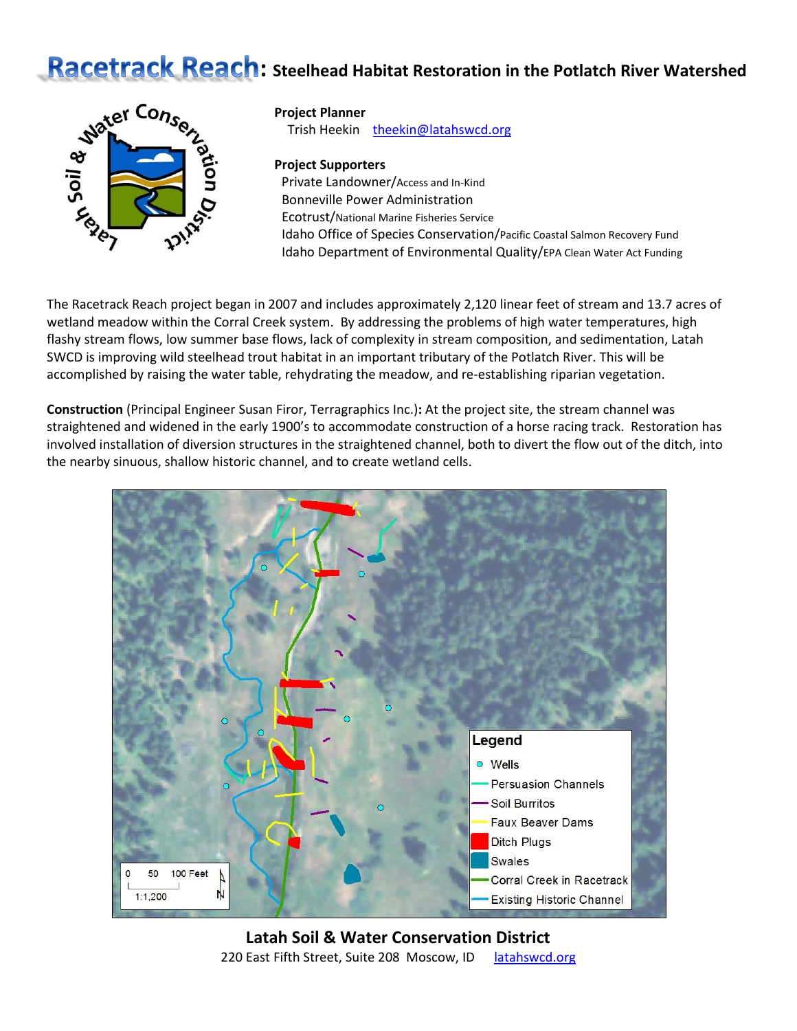# Racetrack Reach: Steelhead Habitat Restoration in the Potlatch River Watershed

**Project Planner**
Trish Heekin theekin@latahswcd.org

**Project Supporters**
Private Landowner/Access and In-Kind
Bonneville Power Administration
Ecotrust/National Marine Fisheries Service
Idaho Office of Species Conservation/Pacific Coastal Salmon Recovery Fund
Idaho Department of Environmental Quality/EPA Clean Water Act Funding

The Racetrack Reach project began in 2007 and includes approximately 2,120 linear feet of stream and 13.7 acres of wetland meadow within the Corral Creek system. By addressing the problems of high water temperatures, high flashy stream flows, low summer base flows, lack of complexity in stream composition, and sedimentation, Latah SWCD is improving wild steelhead trout habitat in an important tributary of the Potlatch River. This will be accomplished by raising the water table, rehydrating the meadow, and re-establishing riparian vegetation.

**Construction** (Principal Engineer Susan Firor, Terragraphics Inc.)**:** At the project site, the stream channel was straightened and widened in the early 1900's to accommodate construction of a horse racing track. Restoration has involved installation of diversion structures in the straightened channel, both to divert the flow out of the ditch, into the nearby sinuous, shallow historic channel, and to create wetland cells.

Legend
Wells
Persuasion Channels
Soil Burritos
Faux Beaver Dams
Ditch Plugs
Swales
Corral Creek in Racetrack
Existing Historic Channel

0 50 100 Feet
1:1,200

**Latah Soil & Water Conservation District**
220 East Fifth Street, Suite 208 Moscow, ID latahswcd.org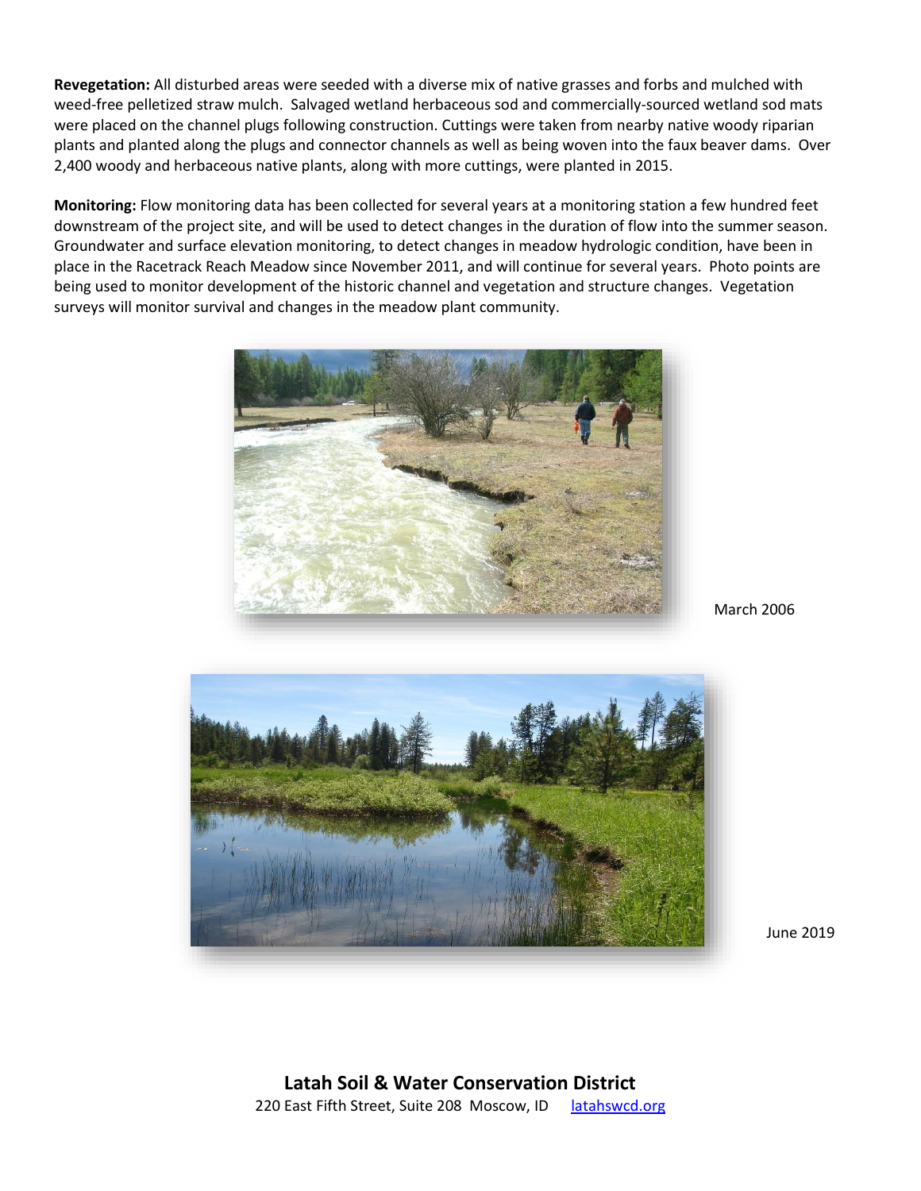**Revegetation:** All disturbed areas were seeded with a diverse mix of native grasses and forbs and mulched with weed-free pelletized straw mulch. Salvaged wetland herbaceous sod and commercially-sourced wetland sod mats were placed on the channel plugs following construction. Cuttings were taken from nearby native woody riparian plants and planted along the plugs and connector channels as well as being woven into the faux beaver dams. Over 2,400 woody and herbaceous native plants, along with more cuttings, were planted in 2015.

**Monitoring:** Flow monitoring data has been collected for several years at a monitoring station a few hundred feet downstream of the project site, and will be used to detect changes in the duration of flow into the summer season. Groundwater and surface elevation monitoring, to detect changes in meadow hydrologic condition, have been in place in the Racetrack Reach Meadow since November 2011, and will continue for several years. Photo points are being used to monitor development of the historic channel and vegetation and structure changes. Vegetation surveys will monitor survival and changes in the meadow plant community.

March 2006

June 2019

**Latah Soil & Water Conservation District**
220 East Fifth Street, Suite 208 Moscow, ID latahswcd.org